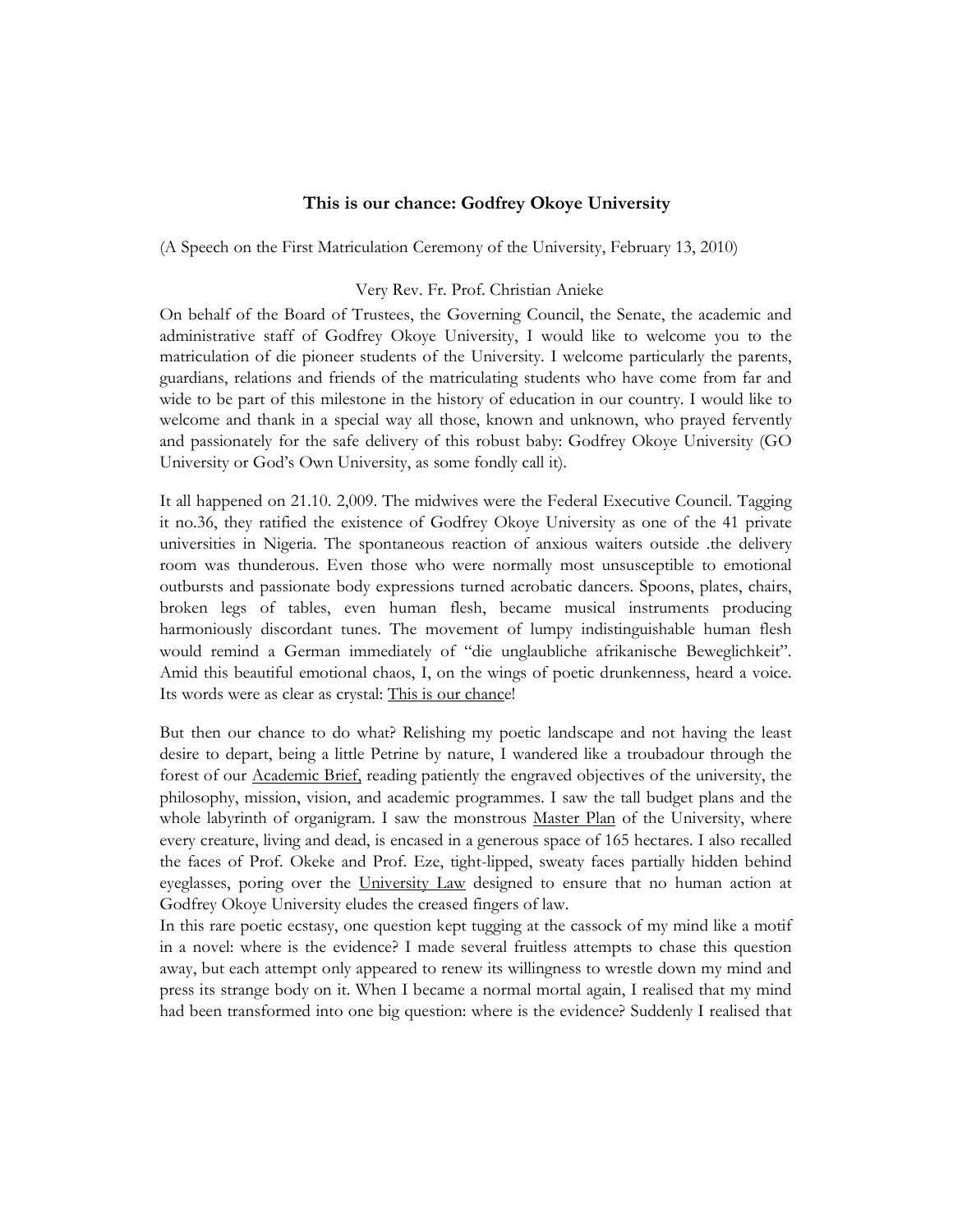# This is our chance: Godfrey Okoye University

(A Speech on the First Matriculation Ceremony of the University, February 13, 2010)

Very Rev. Fr. Prof. Christian Anieke

On behalf of the Board of Trustees, the Governing Council, the Senate, the academic and administrative staff of Godfrey Okoye University, I would like to welcome you to the matriculation of die pioneer students of the University. I welcome particularly the parents, guardians, relations and friends of the matriculating students who have come from far and wide to be part of this milestone in the history of education in our country. I would like to welcome and thank in a special way all those, known and unknown, who prayed fervently and passionately for the safe delivery of this robust baby: Godfrey Okoye University (GO University or God's Own University, as some fondly call it).

It all happened on 21.10. 2,009. The midwives were the Federal Executive Council. Tagging it no.36, they ratified the existence of Godfrey Okoye University as one of the 41 private universities in Nigeria. The spontaneous reaction of anxious waiters outside .the delivery room was thunderous. Even those who were normally most unsusceptible to emotional outbursts and passionate body expressions turned acrobatic dancers. Spoons, plates, chairs, broken legs of tables, even human flesh, became musical instruments producing harmoniously discordant tunes. The movement of lumpy indistinguishable human flesh would remind a German immediately of "die unglaubliche afrikanische Beweglichkeit". Amid this beautiful emotional chaos, I, on the wings of poetic drunkenness, heard a voice. Its words were as clear as crystal: <u>This is our chance</u>!

But then our chance to do what? Relishing my poetic landscape and not having the least desire to depart, being a little Petrine by nature, I wandered like a troubadour through the forest of our <u>Academic Brief,</u> reading patiently the engraved objectives of the university, the philosophy, mission, vision, and academic programmes. I saw the tall budget plans and the whole labyrinth of organigram. I saw the monstrous <u>Master Plan</u> of the University, where every creature, living and dead, is encased in a generous space of 165 hectares. I also recalled the faces of Prof. Okeke and Prof. Eze, tight-lipped, sweaty faces partially hidden behind eyeglasses, poring over the <u>University Law</u> designed to ensure that no human action at Godfrey Okoye University eludes the creased fingers of law.

In this rare poetic ecstasy, one question kept tugging at the cassock of my mind like a motif in a novel: where is the evidence? I made several fruitless attempts to chase this question away, but each attempt only appeared to renew its willingness to wrestle down my mind and press its strange body on it. When I became a normal mortal again, I realised that my mind had been transformed into one big question: where is the evidence? Suddenly I realised that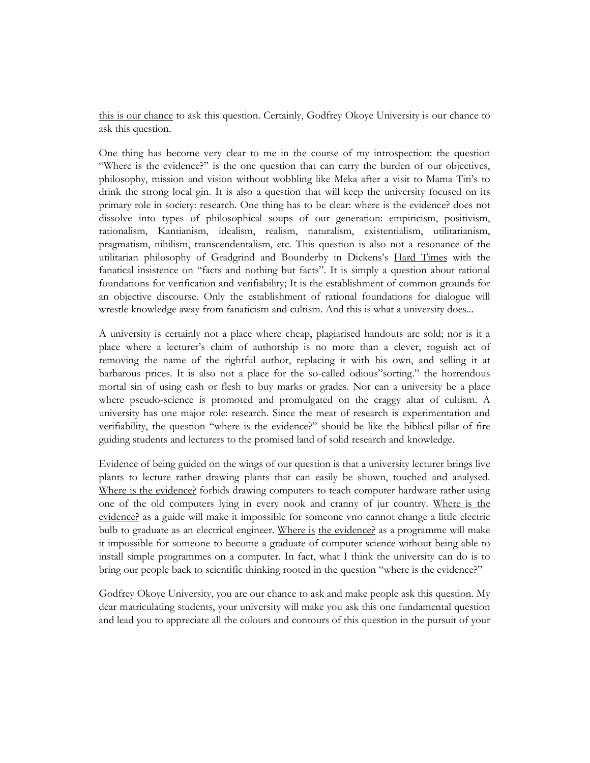this is our chance to ask this question. Certainly, Godfrey Okoye University is our chance to ask this question.

One thing has become very clear to me in the course of my introspection: the question "Where is the evidence?" is the one question that can carry the burden of our objectives, philosophy, mission and vision without wobbling like Meka after a visit to Mama Titi's to drink the strong local gin. It is also a question that will keep the university focused on its primary role in society: research. One thing has to be clear: where is the evidence? does not dissolve into types of philosophical soups of our generation: empiricism, positivism, rationalism, Kantianism, idealism, realism, naturalism, existentialism, utilitarianism, pragmatism, nihilism, transcendentalism, etc. This question is also not a resonance of the utilitarian philosophy of Gradgrind and Bounderby in Dickens's Hard Times with the fanatical insistence on "facts and nothing but facts". It is simply a question about rational foundations for verification and verifiability; It is the establishment of common grounds for an objective discourse. Only the establishment of rational foundations for dialogue will wrestle knowledge away from fanaticism and cultism. And this is what a university does...

A university is certainly not a place where cheap, plagiarised handouts are sold; nor is it a place where a lecturer's claim of authorship is no more than a clever, roguish act of removing the name of the rightful author, replacing it with his own, and selling it at barbarous prices. It is also not a place for the so-called odious"sorting." the horrendous mortal sin of using cash or flesh to buy marks or grades. Nor can a university be a place where pseudo-science is promoted and promulgated on the craggy altar of cultism. A university has one major role: research. Since the meat of research is experimentation and verifiability, the question "where is the evidence?" should be like the biblical pillar of fire guiding students and lecturers to the promised land of solid research and knowledge.

Evidence of being guided on the wings of our question is that a university lecturer brings live plants to lecture rather drawing plants that can easily be shown, touched and analysed. Where is the evidence? forbids drawing computers to teach computer hardware rather using one of the old computers lying in every nook and cranny of jur country. Where is the evidence? as a guide will make it impossible for someone vno cannot change a little electric bulb to graduate as an electrical engineer. Where is the evidence? as a programme will make it impossible for someone to become a graduate of computer science without being able to install simple programmes on a computer. In fact, what I think the university can do is to bring our people back to scientific thinking rooted in the question "where is the evidence?"

Godfrey Okoye University, you are our chance to ask and make people ask this question. My dear matriculating students, your university will make you ask this one fundamental question and lead you to appreciate all the colours and contours of this question in the pursuit of your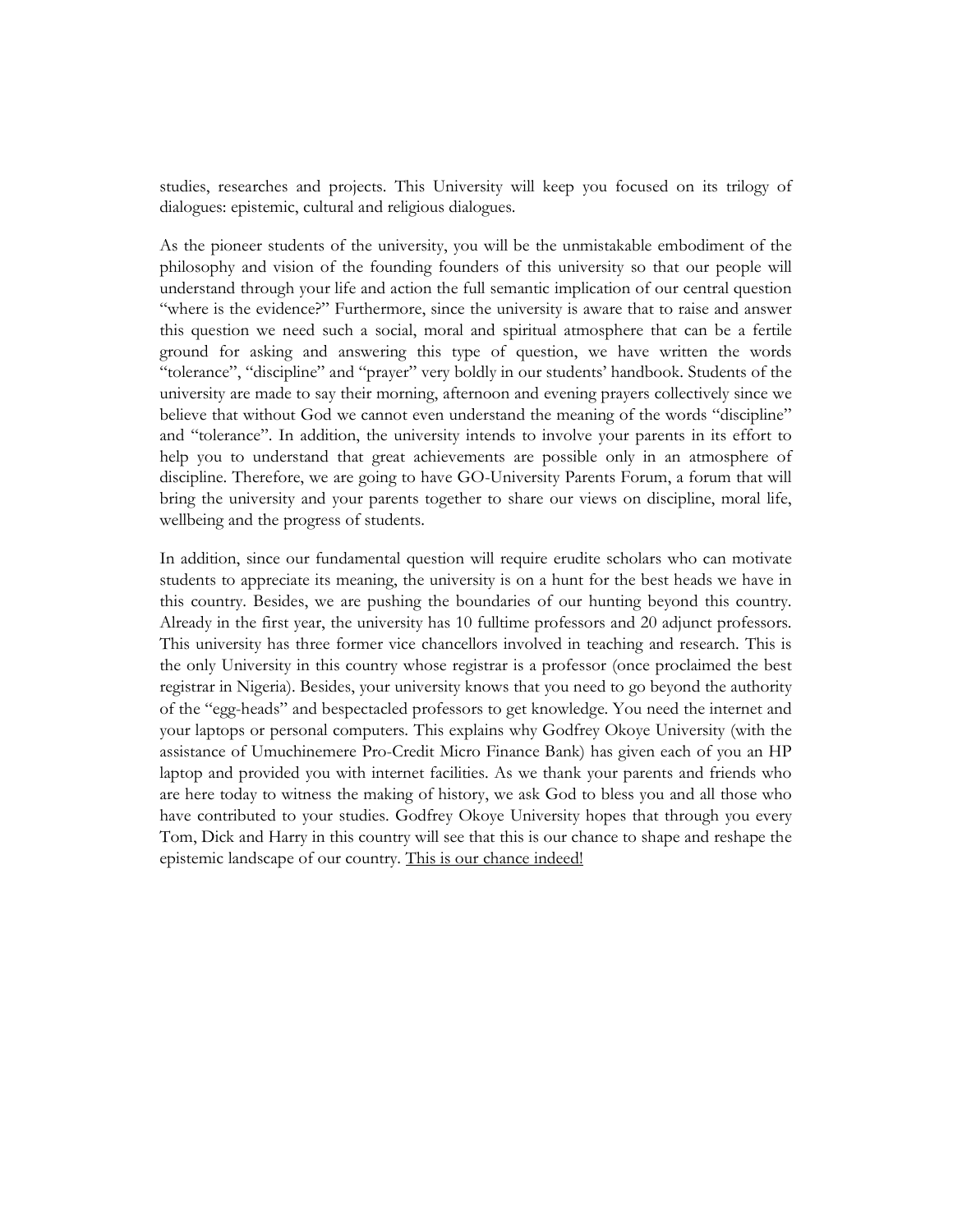studies, researches and projects. This University will keep you focused on its trilogy of dialogues: epistemic, cultural and religious dialogues.

As the pioneer students of the university, you will be the unmistakable embodiment of the philosophy and vision of the founding founders of this university so that our people will understand through your life and action the full semantic implication of our central question "where is the evidence?" Furthermore, since the university is aware that to raise and answer this question we need such a social, moral and spiritual atmosphere that can be a fertile ground for asking and answering this type of question, we have written the words "tolerance", "discipline" and "prayer" very boldly in our students' handbook. Students of the university are made to say their morning, afternoon and evening prayers collectively since we believe that without God we cannot even understand the meaning of the words "discipline" and "tolerance". In addition, the university intends to involve your parents in its effort to help you to understand that great achievements are possible only in an atmosphere of discipline. Therefore, we are going to have GO-University Parents Forum, a forum that will bring the university and your parents together to share our views on discipline, moral life, wellbeing and the progress of students.

In addition, since our fundamental question will require erudite scholars who can motivate students to appreciate its meaning, the university is on a hunt for the best heads we have in this country. Besides, we are pushing the boundaries of our hunting beyond this country. Already in the first year, the university has 10 fulltime professors and 20 adjunct professors. This university has three former vice chancellors involved in teaching and research. This is the only University in this country whose registrar is a professor (once proclaimed the best registrar in Nigeria). Besides, your university knows that you need to go beyond the authority of the "egg-heads" and bespectacled professors to get knowledge. You need the internet and your laptops or personal computers. This explains why Godfrey Okoye University (with the assistance of Umuchinemere Pro-Credit Micro Finance Bank) has given each of you an HP laptop and provided you with internet facilities. As we thank your parents and friends who are here today to witness the making of history, we ask God to bless you and all those who have contributed to your studies. Godfrey Okoye University hopes that through you every Tom, Dick and Harry in this country will see that this is our chance to shape and reshape the epistemic landscape of our country. <u>This is our chance indeed!</u>